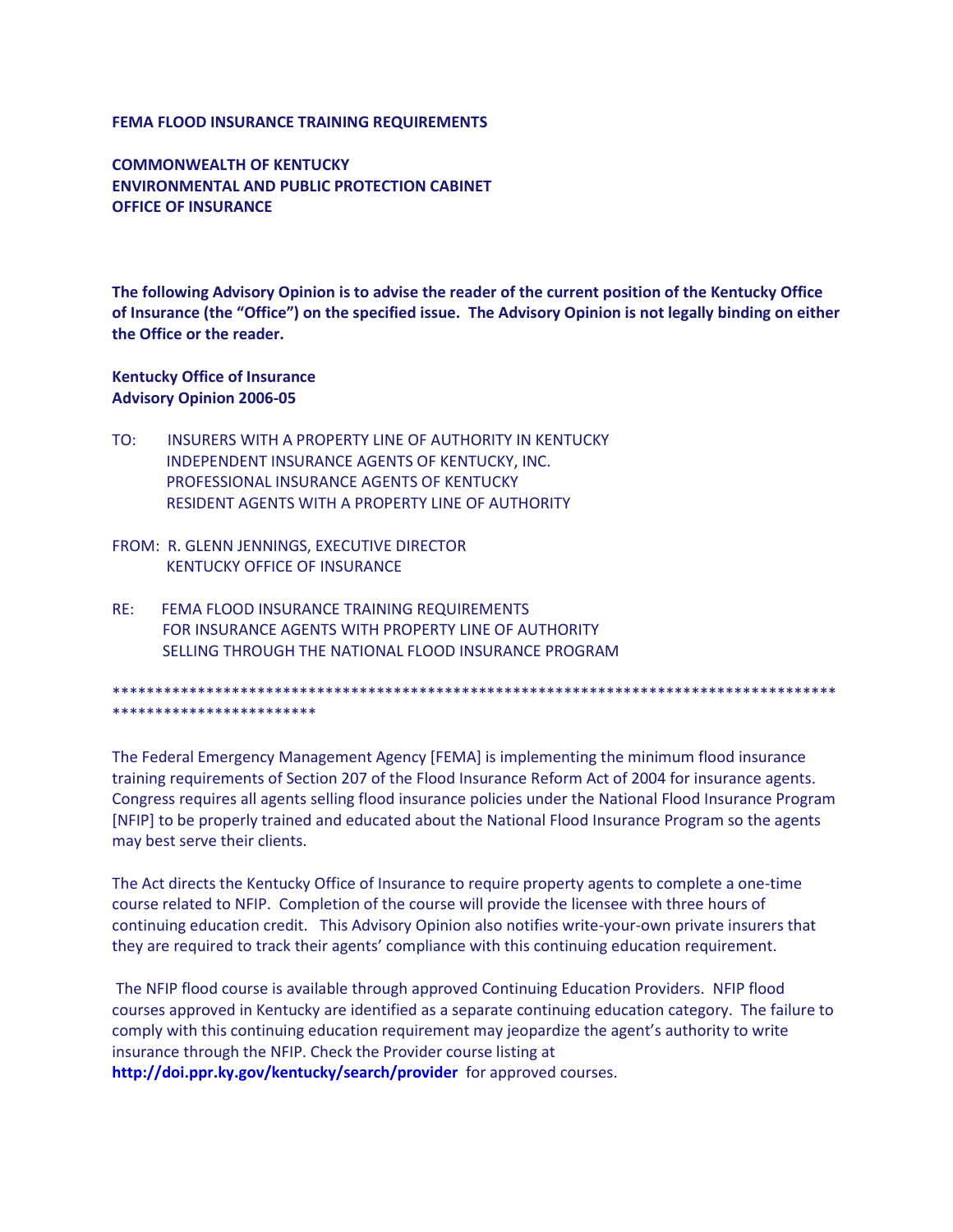**FEMA FLOOD INSURANCE TRAINING REQUIREMENTS**

**COMMONWEALTH OF KENTUCKY**
**ENVIRONMENTAL AND PUBLIC PROTECTION CABINET**
**OFFICE OF INSURANCE**

**The following Advisory Opinion is to advise the reader of the current position of the Kentucky Office of Insurance (the "Office") on the specified issue. The Advisory Opinion is not legally binding on either the Office or the reader.**

**Kentucky Office of Insurance**
**Advisory Opinion 2006-05**

TO: INSURERS WITH A PROPERTY LINE OF AUTHORITY IN KENTUCKY
INDEPENDENT INSURANCE AGENTS OF KENTUCKY, INC.
PROFESSIONAL INSURANCE AGENTS OF KENTUCKY
RESIDENT AGENTS WITH A PROPERTY LINE OF AUTHORITY

FROM: R. GLENN JENNINGS, EXECUTIVE DIRECTOR
KENTUCKY OFFICE OF INSURANCE

RE: FEMA FLOOD INSURANCE TRAINING REQUIREMENTS
FOR INSURANCE AGENTS WITH PROPERTY LINE OF AUTHORITY
SELLING THROUGH THE NATIONAL FLOOD INSURANCE PROGRAM

****************************************************************************************************************

The Federal Emergency Management Agency [FEMA] is implementing the minimum flood insurance training requirements of Section 207 of the Flood Insurance Reform Act of 2004 for insurance agents. Congress requires all agents selling flood insurance policies under the National Flood Insurance Program [NFIP] to be properly trained and educated about the National Flood Insurance Program so the agents may best serve their clients.

The Act directs the Kentucky Office of Insurance to require property agents to complete a one-time course related to NFIP. Completion of the course will provide the licensee with three hours of continuing education credit. This Advisory Opinion also notifies write-your-own private insurers that they are required to track their agents' compliance with this continuing education requirement.

The NFIP flood course is available through approved Continuing Education Providers. NFIP flood courses approved in Kentucky are identified as a separate continuing education category. The failure to comply with this continuing education requirement may jeopardize the agent's authority to write insurance through the NFIP. Check the Provider course listing at **http://doi.ppr.ky.gov/kentucky/search/provider** for approved courses.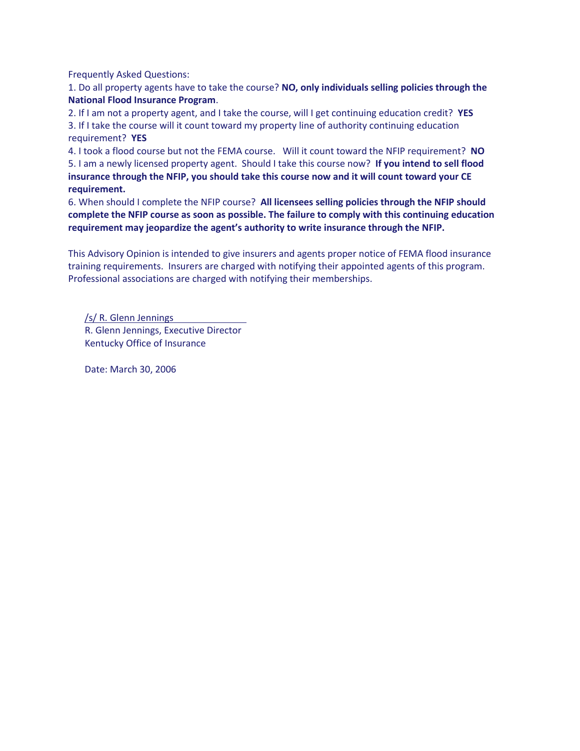Frequently Asked Questions:

1. Do all property agents have to take the course? **NO, only individuals selling policies through the National Flood Insurance Program**.
2. If I am not a property agent, and I take the course, will I get continuing education credit? **YES**
3. If I take the course will it count toward my property line of authority continuing education requirement? **YES**
4. I took a flood course but not the FEMA course. Will it count toward the NFIP requirement? **NO**
5. I am a newly licensed property agent. Should I take this course now? **If you intend to sell flood insurance through the NFIP, you should take this course now and it will count toward your CE requirement.**
6. When should I complete the NFIP course? **All licensees selling policies through the NFIP should complete the NFIP course as soon as possible. The failure to comply with this continuing education requirement may jeopardize the agent's authority to write insurance through the NFIP.**

This Advisory Opinion is intended to give insurers and agents proper notice of FEMA flood insurance training requirements. Insurers are charged with notifying their appointed agents of this program. Professional associations are charged with notifying their memberships.

/s/ R. Glenn Jennings
R. Glenn Jennings, Executive Director
Kentucky Office of Insurance

Date: March 30, 2006